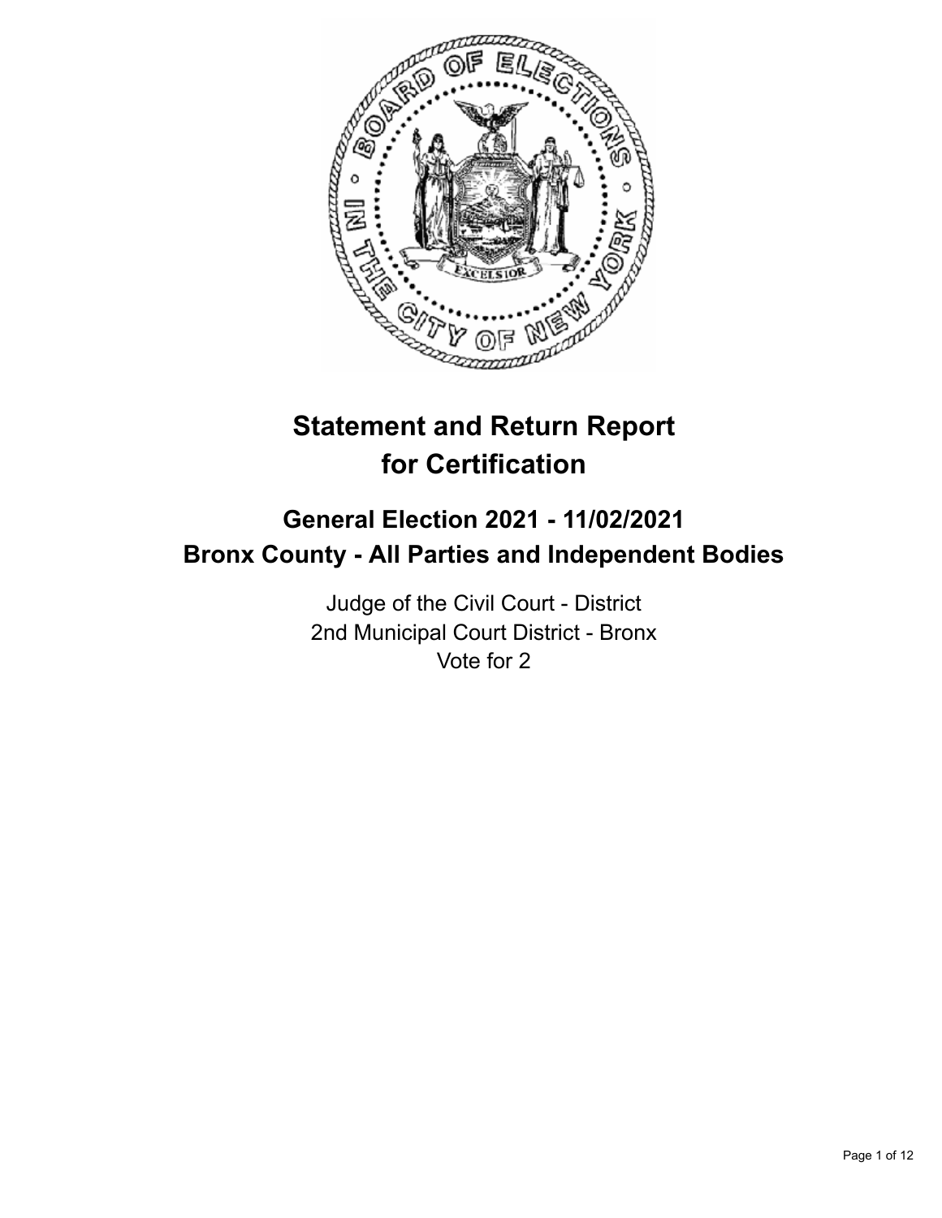# Statement and Return Report for Certification

## General Election 2021 - 11/02/2021
## Bronx County - All Parties and Independent Bodies

Judge of the Civil Court - District
2nd Municipal Court District - Bronx
Vote for 2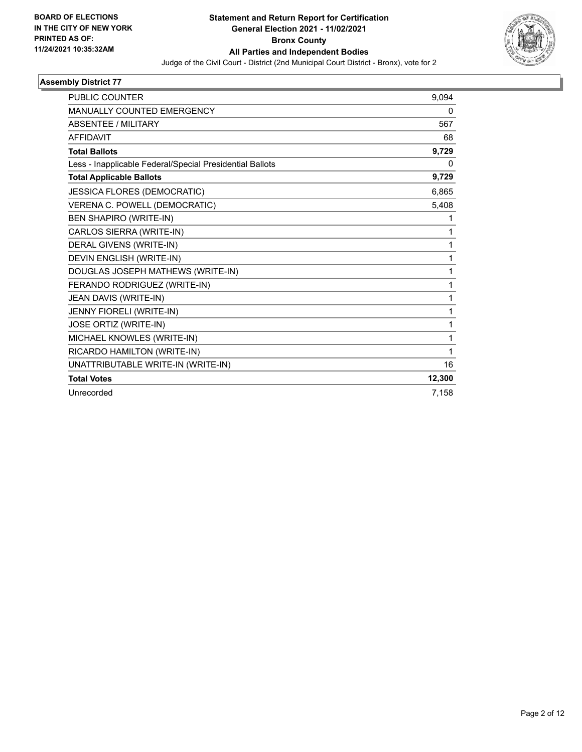**BOARD OF ELECTIONS IN THE CITY OF NEW YORK PRINTED AS OF: 11/24/2021 10:35:32AM**

# Statement and Return Report for Certification
## General Election 2021 - 11/02/2021
## Bronx County
## All Parties and Independent Bodies

Judge of the Civil Court - District (2nd Municipal Court District - Bronx), vote for 2

### Assembly District 77

| | |
|---|---|
| PUBLIC COUNTER | 9,094 |
| MANUALLY COUNTED EMERGENCY | 0 |
| ABSENTEE / MILITARY | 567 |
| AFFIDAVIT | 68 |
| **Total Ballots** | **9,729** |
| Less - Inapplicable Federal/Special Presidential Ballots | 0 |
| **Total Applicable Ballots** | **9,729** |
| JESSICA FLORES (DEMOCRATIC) | 6,865 |
| VERENA C. POWELL (DEMOCRATIC) | 5,408 |
| BEN SHAPIRO (WRITE-IN) | 1 |
| CARLOS SIERRA (WRITE-IN) | 1 |
| DERAL GIVENS (WRITE-IN) | 1 |
| DEVIN ENGLISH (WRITE-IN) | 1 |
| DOUGLAS JOSEPH MATHEWS (WRITE-IN) | 1 |
| FERANDO RODRIGUEZ (WRITE-IN) | 1 |
| JEAN DAVIS (WRITE-IN) | 1 |
| JENNY FIORELI (WRITE-IN) | 1 |
| JOSE ORTIZ (WRITE-IN) | 1 |
| MICHAEL KNOWLES (WRITE-IN) | 1 |
| RICARDO HAMILTON (WRITE-IN) | 1 |
| UNATTRIBUTABLE WRITE-IN (WRITE-IN) | 16 |
| **Total Votes** | **12,300** |
| Unrecorded | 7,158 |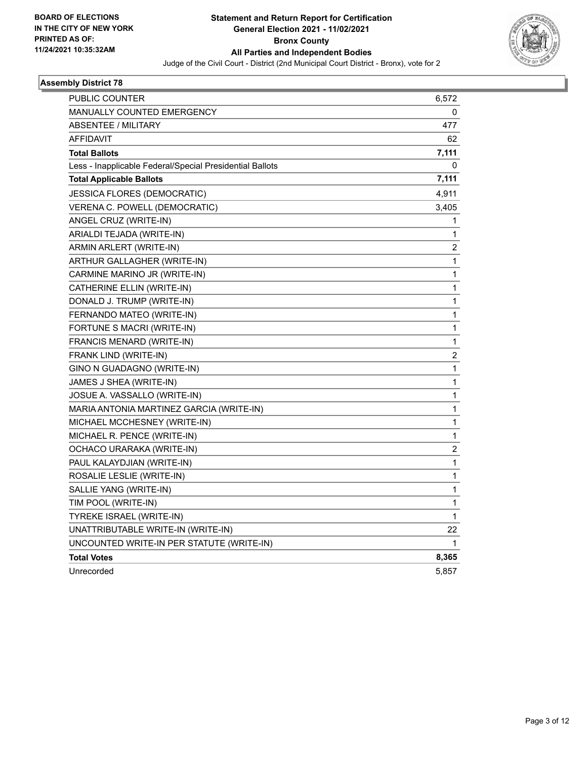BOARD OF ELECTIONS
IN THE CITY OF NEW YORK
PRINTED AS OF:
11/24/2021 10:35:32AM

# Statement and Return Report for Certification
## General Election 2021 - 11/02/2021
## Bronx County
## All Parties and Independent Bodies

Judge of the Civil Court - District (2nd Municipal Court District - Bronx), vote for 2

### Assembly District 78

| | |
|---|---|
| PUBLIC COUNTER | 6,572 |
| MANUALLY COUNTED EMERGENCY | 0 |
| ABSENTEE / MILITARY | 477 |
| AFFIDAVIT | 62 |
| **Total Ballots** | **7,111** |
| Less - Inapplicable Federal/Special Presidential Ballots | 0 |
| **Total Applicable Ballots** | **7,111** |
| JESSICA FLORES (DEMOCRATIC) | 4,911 |
| VERENA C. POWELL (DEMOCRATIC) | 3,405 |
| ANGEL CRUZ (WRITE-IN) | 1 |
| ARIALDI TEJADA (WRITE-IN) | 1 |
| ARMIN ARLERT (WRITE-IN) | 2 |
| ARTHUR GALLAGHER (WRITE-IN) | 1 |
| CARMINE MARINO JR (WRITE-IN) | 1 |
| CATHERINE ELLIN (WRITE-IN) | 1 |
| DONALD J. TRUMP (WRITE-IN) | 1 |
| FERNANDO MATEO (WRITE-IN) | 1 |
| FORTUNE S MACRI (WRITE-IN) | 1 |
| FRANCIS MENARD (WRITE-IN) | 1 |
| FRANK LIND (WRITE-IN) | 2 |
| GINO N GUADAGNO (WRITE-IN) | 1 |
| JAMES J SHEA (WRITE-IN) | 1 |
| JOSUE A. VASSALLO (WRITE-IN) | 1 |
| MARIA ANTONIA MARTINEZ GARCIA (WRITE-IN) | 1 |
| MICHAEL MCCHESNEY (WRITE-IN) | 1 |
| MICHAEL R. PENCE (WRITE-IN) | 1 |
| OCHACO URARAKA (WRITE-IN) | 2 |
| PAUL KALAYDJIAN (WRITE-IN) | 1 |
| ROSALIE LESLIE (WRITE-IN) | 1 |
| SALLIE YANG (WRITE-IN) | 1 |
| TIM POOL (WRITE-IN) | 1 |
| TYREKE ISRAEL (WRITE-IN) | 1 |
| UNATTRIBUTABLE WRITE-IN (WRITE-IN) | 22 |
| UNCOUNTED WRITE-IN PER STATUTE (WRITE-IN) | 1 |
| **Total Votes** | **8,365** |
| Unrecorded | 5,857 |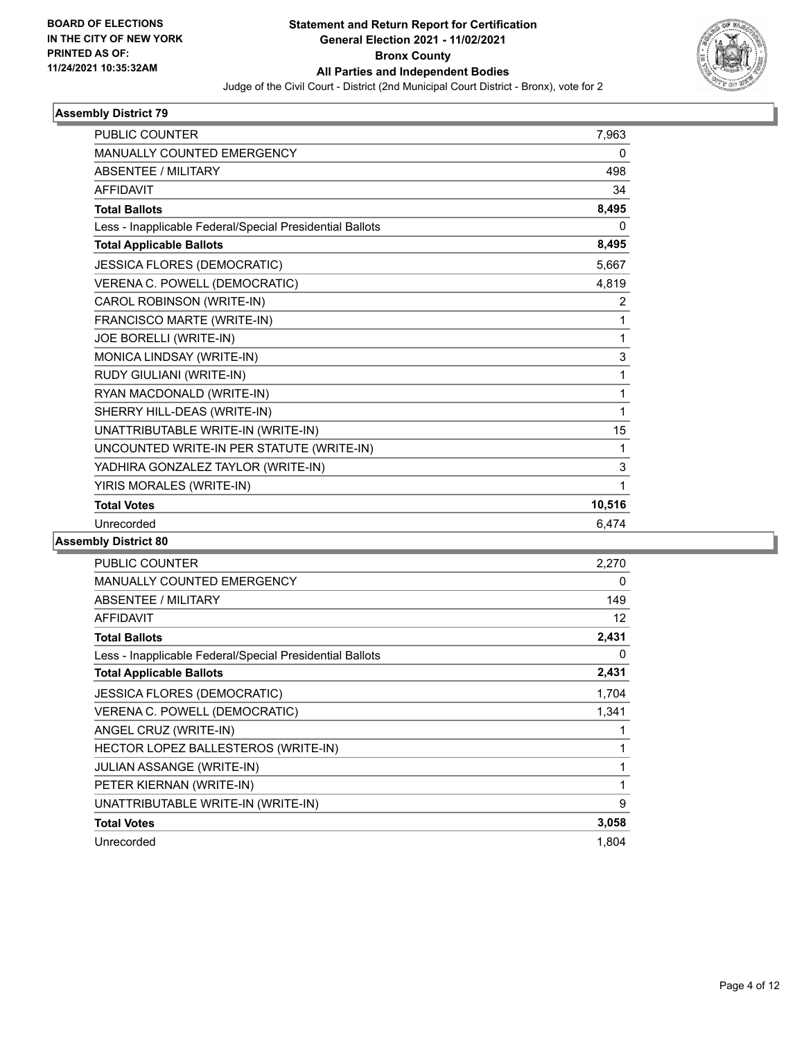**BOARD OF ELECTIONS IN THE CITY OF NEW YORK PRINTED AS OF: 11/24/2021 10:35:32AM**

# Statement and Return Report for Certification
## General Election 2021 - 11/02/2021
## Bronx County
## All Parties and Independent Bodies
Judge of the Civil Court - District (2nd Municipal Court District - Bronx), vote for 2

### Assembly District 79

| | |
|---|---|
| PUBLIC COUNTER | 7,963 |
| MANUALLY COUNTED EMERGENCY | 0 |
| ABSENTEE / MILITARY | 498 |
| AFFIDAVIT | 34 |
| **Total Ballots** | **8,495** |
| Less - Inapplicable Federal/Special Presidential Ballots | 0 |
| **Total Applicable Ballots** | **8,495** |
| JESSICA FLORES (DEMOCRATIC) | 5,667 |
| VERENA C. POWELL (DEMOCRATIC) | 4,819 |
| CAROL ROBINSON (WRITE-IN) | 2 |
| FRANCISCO MARTE (WRITE-IN) | 1 |
| JOE BORELLI (WRITE-IN) | 1 |
| MONICA LINDSAY (WRITE-IN) | 3 |
| RUDY GIULIANI (WRITE-IN) | 1 |
| RYAN MACDONALD (WRITE-IN) | 1 |
| SHERRY HILL-DEAS (WRITE-IN) | 1 |
| UNATTRIBUTABLE WRITE-IN (WRITE-IN) | 15 |
| UNCOUNTED WRITE-IN PER STATUTE (WRITE-IN) | 1 |
| YADHIRA GONZALEZ TAYLOR (WRITE-IN) | 3 |
| YIRIS MORALES (WRITE-IN) | 1 |
| **Total Votes** | **10,516** |
| Unrecorded | 6,474 |

### Assembly District 80

| | |
|---|---|
| PUBLIC COUNTER | 2,270 |
| MANUALLY COUNTED EMERGENCY | 0 |
| ABSENTEE / MILITARY | 149 |
| AFFIDAVIT | 12 |
| **Total Ballots** | **2,431** |
| Less - Inapplicable Federal/Special Presidential Ballots | 0 |
| **Total Applicable Ballots** | **2,431** |
| JESSICA FLORES (DEMOCRATIC) | 1,704 |
| VERENA C. POWELL (DEMOCRATIC) | 1,341 |
| ANGEL CRUZ (WRITE-IN) | 1 |
| HECTOR LOPEZ BALLESTEROS (WRITE-IN) | 1 |
| JULIAN ASSANGE (WRITE-IN) | 1 |
| PETER KIERNAN (WRITE-IN) | 1 |
| UNATTRIBUTABLE WRITE-IN (WRITE-IN) | 9 |
| **Total Votes** | **3,058** |
| Unrecorded | 1,804 |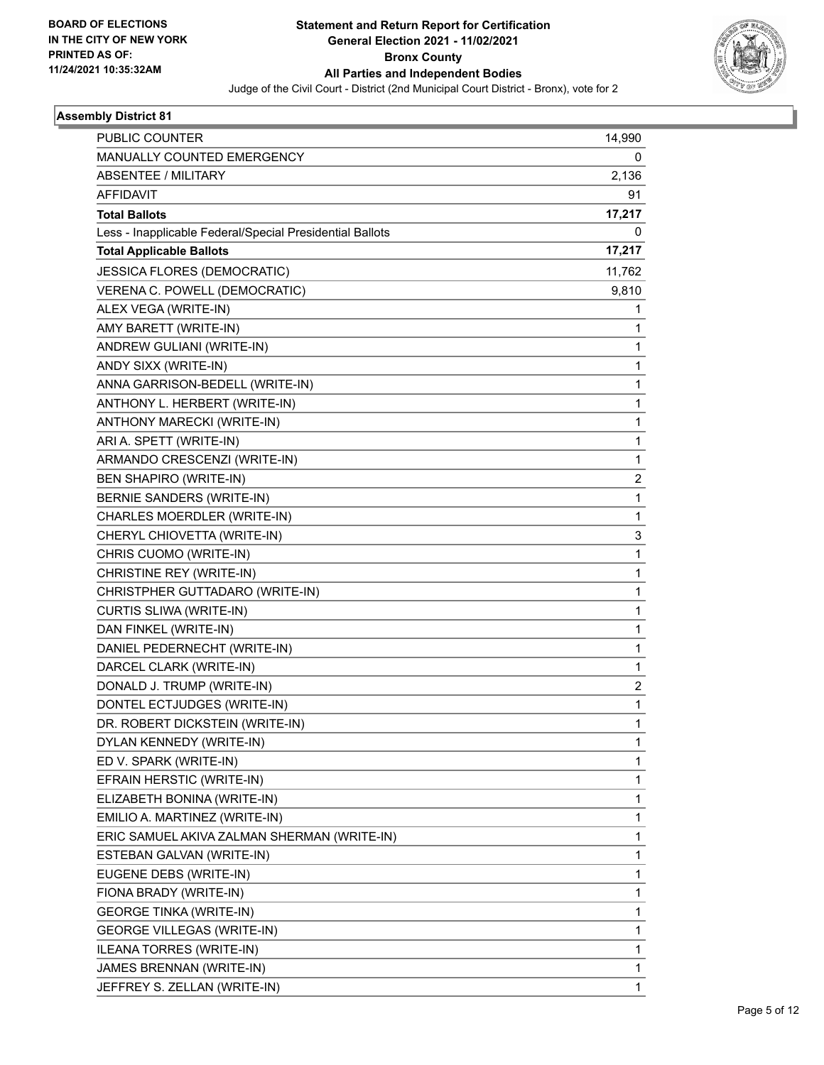**BOARD OF ELECTIONS IN THE CITY OF NEW YORK PRINTED AS OF: 11/24/2021 10:35:32AM**

# Statement and Return Report for Certification
## General Election 2021 - 11/02/2021
## Bronx County
## All Parties and Independent Bodies

Judge of the Civil Court - District (2nd Municipal Court District - Bronx), vote for 2

### Assembly District 81

| | |
|---|---|
| PUBLIC COUNTER | 14,990 |
| MANUALLY COUNTED EMERGENCY | 0 |
| ABSENTEE / MILITARY | 2,136 |
| AFFIDAVIT | 91 |
| **Total Ballots** | **17,217** |
| Less - Inapplicable Federal/Special Presidential Ballots | 0 |
| **Total Applicable Ballots** | **17,217** |
| JESSICA FLORES (DEMOCRATIC) | 11,762 |
| VERENA C. POWELL (DEMOCRATIC) | 9,810 |
| ALEX VEGA (WRITE-IN) | 1 |
| AMY BARETT (WRITE-IN) | 1 |
| ANDREW GULIANI (WRITE-IN) | 1 |
| ANDY SIXX (WRITE-IN) | 1 |
| ANNA GARRISON-BEDELL (WRITE-IN) | 1 |
| ANTHONY L. HERBERT (WRITE-IN) | 1 |
| ANTHONY MARECKI (WRITE-IN) | 1 |
| ARI A. SPETT (WRITE-IN) | 1 |
| ARMANDO CRESCENZI (WRITE-IN) | 1 |
| BEN SHAPIRO (WRITE-IN) | 2 |
| BERNIE SANDERS (WRITE-IN) | 1 |
| CHARLES MOERDLER (WRITE-IN) | 1 |
| CHERYL CHIOVETTA (WRITE-IN) | 3 |
| CHRIS CUOMO (WRITE-IN) | 1 |
| CHRISTINE REY (WRITE-IN) | 1 |
| CHRISTPHER GUTTADARO (WRITE-IN) | 1 |
| CURTIS SLIWA (WRITE-IN) | 1 |
| DAN FINKEL (WRITE-IN) | 1 |
| DANIEL PEDERNECHT (WRITE-IN) | 1 |
| DARCEL CLARK (WRITE-IN) | 1 |
| DONALD J. TRUMP (WRITE-IN) | 2 |
| DONTEL ECTJUDGES (WRITE-IN) | 1 |
| DR. ROBERT DICKSTEIN (WRITE-IN) | 1 |
| DYLAN KENNEDY (WRITE-IN) | 1 |
| ED V. SPARK (WRITE-IN) | 1 |
| EFRAIN HERSTIC (WRITE-IN) | 1 |
| ELIZABETH BONINA (WRITE-IN) | 1 |
| EMILIO A. MARTINEZ (WRITE-IN) | 1 |
| ERIC SAMUEL AKIVA ZALMAN SHERMAN (WRITE-IN) | 1 |
| ESTEBAN GALVAN (WRITE-IN) | 1 |
| EUGENE DEBS (WRITE-IN) | 1 |
| FIONA BRADY (WRITE-IN) | 1 |
| GEORGE TINKA (WRITE-IN) | 1 |
| GEORGE VILLEGAS (WRITE-IN) | 1 |
| ILEANA TORRES (WRITE-IN) | 1 |
| JAMES BRENNAN (WRITE-IN) | 1 |
| JEFFREY S. ZELLAN (WRITE-IN) | 1 |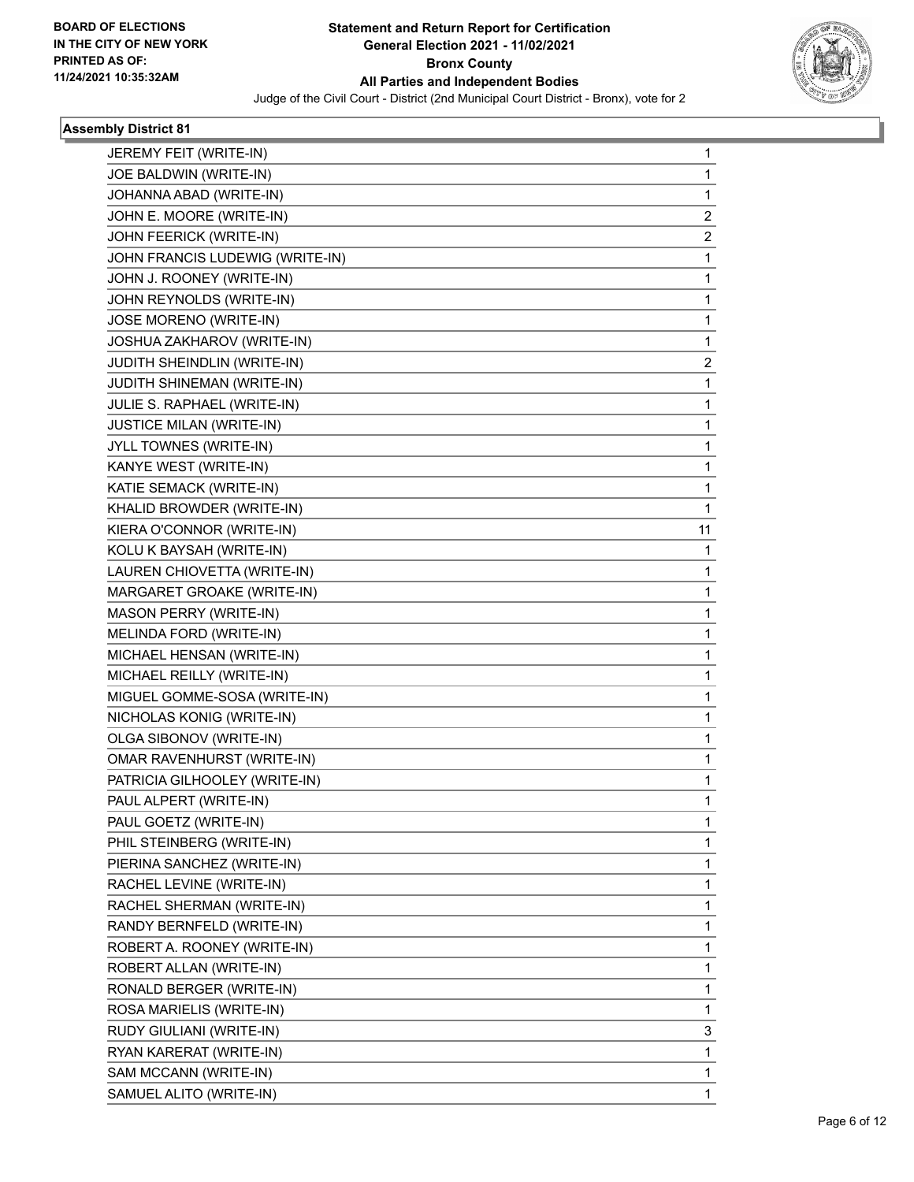**BOARD OF ELECTIONS IN THE CITY OF NEW YORK PRINTED AS OF: 11/24/2021 10:35:32AM**

# Statement and Return Report for Certification
## General Election 2021 - 11/02/2021
## Bronx County
## All Parties and Independent Bodies
Judge of the Civil Court - District (2nd Municipal Court District - Bronx), vote for 2

### Assembly District 81

| Candidate | Votes |
|---|---|
| JEREMY FEIT (WRITE-IN) | 1 |
| JOE BALDWIN (WRITE-IN) | 1 |
| JOHANNA ABAD (WRITE-IN) | 1 |
| JOHN E. MOORE (WRITE-IN) | 2 |
| JOHN FEERICK (WRITE-IN) | 2 |
| JOHN FRANCIS LUDEWIG (WRITE-IN) | 1 |
| JOHN J. ROONEY (WRITE-IN) | 1 |
| JOHN REYNOLDS (WRITE-IN) | 1 |
| JOSE MORENO (WRITE-IN) | 1 |
| JOSHUA ZAKHAROV (WRITE-IN) | 1 |
| JUDITH SHEINDLIN (WRITE-IN) | 2 |
| JUDITH SHINEMAN (WRITE-IN) | 1 |
| JULIE S. RAPHAEL (WRITE-IN) | 1 |
| JUSTICE MILAN (WRITE-IN) | 1 |
| JYLL TOWNES (WRITE-IN) | 1 |
| KANYE WEST (WRITE-IN) | 1 |
| KATIE SEMACK (WRITE-IN) | 1 |
| KHALID BROWDER (WRITE-IN) | 1 |
| KIERA O'CONNOR (WRITE-IN) | 11 |
| KOLU K BAYSAH (WRITE-IN) | 1 |
| LAUREN CHIOVETTA (WRITE-IN) | 1 |
| MARGARET GROAKE (WRITE-IN) | 1 |
| MASON PERRY (WRITE-IN) | 1 |
| MELINDA FORD (WRITE-IN) | 1 |
| MICHAEL HENSAN (WRITE-IN) | 1 |
| MICHAEL REILLY (WRITE-IN) | 1 |
| MIGUEL GOMME-SOSA (WRITE-IN) | 1 |
| NICHOLAS KONIG (WRITE-IN) | 1 |
| OLGA SIBONOV (WRITE-IN) | 1 |
| OMAR RAVENHURST (WRITE-IN) | 1 |
| PATRICIA GILHOOLEY (WRITE-IN) | 1 |
| PAUL ALPERT (WRITE-IN) | 1 |
| PAUL GOETZ (WRITE-IN) | 1 |
| PHIL STEINBERG (WRITE-IN) | 1 |
| PIERINA SANCHEZ (WRITE-IN) | 1 |
| RACHEL LEVINE (WRITE-IN) | 1 |
| RACHEL SHERMAN (WRITE-IN) | 1 |
| RANDY BERNFELD (WRITE-IN) | 1 |
| ROBERT A. ROONEY (WRITE-IN) | 1 |
| ROBERT ALLAN (WRITE-IN) | 1 |
| RONALD BERGER (WRITE-IN) | 1 |
| ROSA MARIELIS (WRITE-IN) | 1 |
| RUDY GIULIANI (WRITE-IN) | 3 |
| RYAN KARERAT (WRITE-IN) | 1 |
| SAM MCCANN (WRITE-IN) | 1 |
| SAMUEL ALITO (WRITE-IN) | 1 |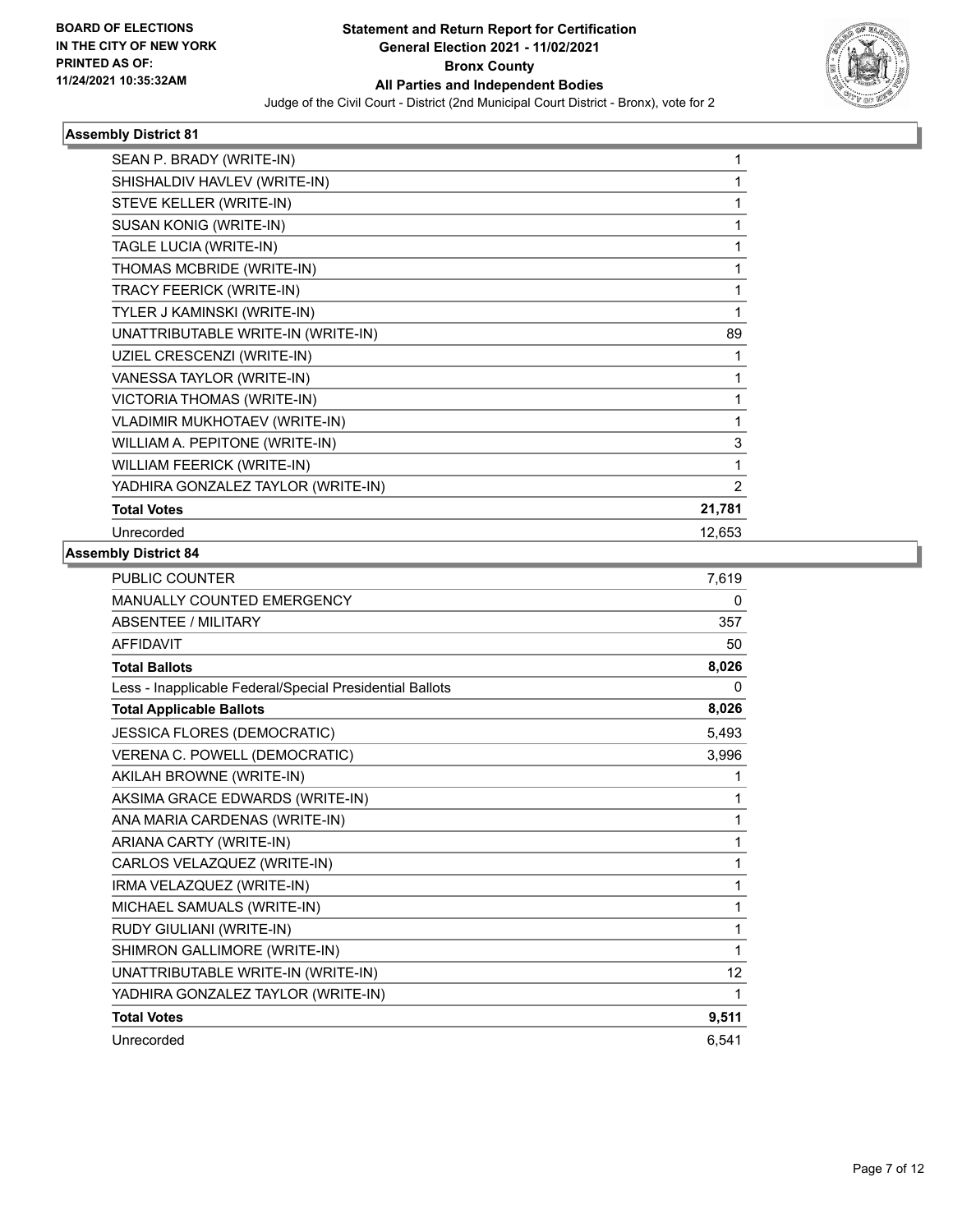**BOARD OF ELECTIONS IN THE CITY OF NEW YORK PRINTED AS OF: 11/24/2021 10:35:32AM**

# Statement and Return Report for Certification
## General Election 2021 - 11/02/2021
## Bronx County
## All Parties and Independent Bodies

Judge of the Civil Court - District (2nd Municipal Court District - Bronx), vote for 2

### Assembly District 81

| | |
|---|---|
| SEAN P. BRADY (WRITE-IN) | 1 |
| SHISHALDIV HAVLEV (WRITE-IN) | 1 |
| STEVE KELLER (WRITE-IN) | 1 |
| SUSAN KONIG (WRITE-IN) | 1 |
| TAGLE LUCIA (WRITE-IN) | 1 |
| THOMAS MCBRIDE (WRITE-IN) | 1 |
| TRACY FEERICK (WRITE-IN) | 1 |
| TYLER J KAMINSKI (WRITE-IN) | 1 |
| UNATTRIBUTABLE WRITE-IN (WRITE-IN) | 89 |
| UZIEL CRESCENZI (WRITE-IN) | 1 |
| VANESSA TAYLOR (WRITE-IN) | 1 |
| VICTORIA THOMAS (WRITE-IN) | 1 |
| VLADIMIR MUKHOTAEV (WRITE-IN) | 1 |
| WILLIAM A. PEPITONE (WRITE-IN) | 3 |
| WILLIAM FEERICK (WRITE-IN) | 1 |
| YADHIRA GONZALEZ TAYLOR (WRITE-IN) | 2 |
| **Total Votes** | **21,781** |
| Unrecorded | 12,653 |

### Assembly District 84

| | |
|---|---|
| PUBLIC COUNTER | 7,619 |
| MANUALLY COUNTED EMERGENCY | 0 |
| ABSENTEE / MILITARY | 357 |
| AFFIDAVIT | 50 |
| **Total Ballots** | **8,026** |
| Less - Inapplicable Federal/Special Presidential Ballots | 0 |
| **Total Applicable Ballots** | **8,026** |
| JESSICA FLORES (DEMOCRATIC) | 5,493 |
| VERENA C. POWELL (DEMOCRATIC) | 3,996 |
| AKILAH BROWNE (WRITE-IN) | 1 |
| AKSIMA GRACE EDWARDS (WRITE-IN) | 1 |
| ANA MARIA CARDENAS (WRITE-IN) | 1 |
| ARIANA CARTY (WRITE-IN) | 1 |
| CARLOS VELAZQUEZ (WRITE-IN) | 1 |
| IRMA VELAZQUEZ (WRITE-IN) | 1 |
| MICHAEL SAMUALS (WRITE-IN) | 1 |
| RUDY GIULIANI (WRITE-IN) | 1 |
| SHIMRON GALLIMORE (WRITE-IN) | 1 |
| UNATTRIBUTABLE WRITE-IN (WRITE-IN) | 12 |
| YADHIRA GONZALEZ TAYLOR (WRITE-IN) | 1 |
| **Total Votes** | **9,511** |
| Unrecorded | 6,541 |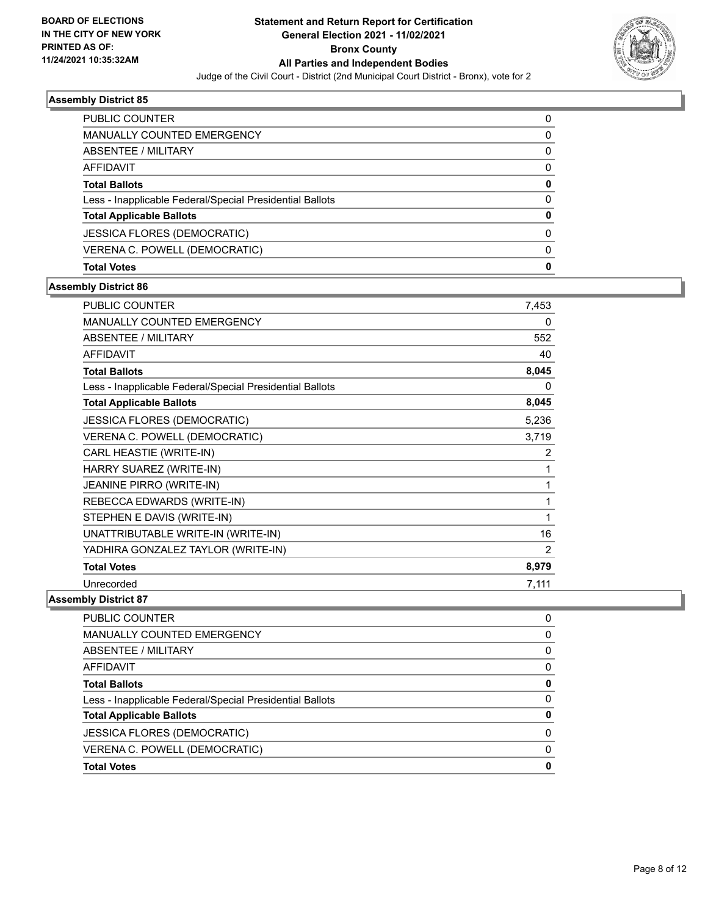**BOARD OF ELECTIONS IN THE CITY OF NEW YORK PRINTED AS OF: 11/24/2021 10:35:32AM**

# Statement and Return Report for Certification
## General Election 2021 - 11/02/2021
## Bronx County
## All Parties and Independent Bodies
Judge of the Civil Court - District (2nd Municipal Court District - Bronx), vote for 2

### Assembly District 85

| | |
|---|---|
| PUBLIC COUNTER | 0 |
| MANUALLY COUNTED EMERGENCY | 0 |
| ABSENTEE / MILITARY | 0 |
| AFFIDAVIT | 0 |
| **Total Ballots** | **0** |
| Less - Inapplicable Federal/Special Presidential Ballots | 0 |
| **Total Applicable Ballots** | **0** |
| JESSICA FLORES (DEMOCRATIC) | 0 |
| VERENA C. POWELL (DEMOCRATIC) | 0 |
| **Total Votes** | **0** |

### Assembly District 86

| | |
|---|---|
| PUBLIC COUNTER | 7,453 |
| MANUALLY COUNTED EMERGENCY | 0 |
| ABSENTEE / MILITARY | 552 |
| AFFIDAVIT | 40 |
| **Total Ballots** | **8,045** |
| Less - Inapplicable Federal/Special Presidential Ballots | 0 |
| **Total Applicable Ballots** | **8,045** |
| JESSICA FLORES (DEMOCRATIC) | 5,236 |
| VERENA C. POWELL (DEMOCRATIC) | 3,719 |
| CARL HEASTIE (WRITE-IN) | 2 |
| HARRY SUAREZ (WRITE-IN) | 1 |
| JEANINE PIRRO (WRITE-IN) | 1 |
| REBECCA EDWARDS (WRITE-IN) | 1 |
| STEPHEN E DAVIS (WRITE-IN) | 1 |
| UNATTRIBUTABLE WRITE-IN (WRITE-IN) | 16 |
| YADHIRA GONZALEZ TAYLOR (WRITE-IN) | 2 |
| **Total Votes** | **8,979** |
| Unrecorded | 7,111 |

### Assembly District 87

| | |
|---|---|
| PUBLIC COUNTER | 0 |
| MANUALLY COUNTED EMERGENCY | 0 |
| ABSENTEE / MILITARY | 0 |
| AFFIDAVIT | 0 |
| **Total Ballots** | **0** |
| Less - Inapplicable Federal/Special Presidential Ballots | 0 |
| **Total Applicable Ballots** | **0** |
| JESSICA FLORES (DEMOCRATIC) | 0 |
| VERENA C. POWELL (DEMOCRATIC) | 0 |
| **Total Votes** | **0** |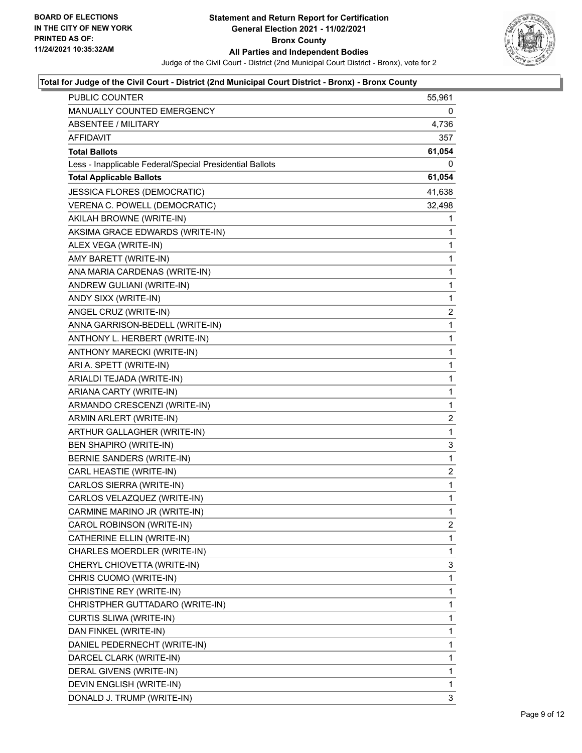**BOARD OF ELECTIONS IN THE CITY OF NEW YORK PRINTED AS OF: 11/24/2021 10:35:32AM**

# Statement and Return Report for Certification General Election 2021 - 11/02/2021 Bronx County All Parties and Independent Bodies

Judge of the Civil Court - District (2nd Municipal Court District - Bronx), vote for 2

## Total for Judge of the Civil Court - District (2nd Municipal Court District - Bronx) - Bronx County

| | |
|---|---|
| PUBLIC COUNTER | 55,961 |
| MANUALLY COUNTED EMERGENCY | 0 |
| ABSENTEE / MILITARY | 4,736 |
| AFFIDAVIT | 357 |
| **Total Ballots** | **61,054** |
| Less - Inapplicable Federal/Special Presidential Ballots | 0 |
| **Total Applicable Ballots** | **61,054** |
| JESSICA FLORES (DEMOCRATIC) | 41,638 |
| VERENA C. POWELL (DEMOCRATIC) | 32,498 |
| AKILAH BROWNE (WRITE-IN) | 1 |
| AKSIMA GRACE EDWARDS (WRITE-IN) | 1 |
| ALEX VEGA (WRITE-IN) | 1 |
| AMY BARETT (WRITE-IN) | 1 |
| ANA MARIA CARDENAS (WRITE-IN) | 1 |
| ANDREW GULIANI (WRITE-IN) | 1 |
| ANDY SIXX (WRITE-IN) | 1 |
| ANGEL CRUZ (WRITE-IN) | 2 |
| ANNA GARRISON-BEDELL (WRITE-IN) | 1 |
| ANTHONY L. HERBERT (WRITE-IN) | 1 |
| ANTHONY MARECKI (WRITE-IN) | 1 |
| ARI A. SPETT (WRITE-IN) | 1 |
| ARIALDI TEJADA (WRITE-IN) | 1 |
| ARIANA CARTY (WRITE-IN) | 1 |
| ARMANDO CRESCENZI (WRITE-IN) | 1 |
| ARMIN ARLERT (WRITE-IN) | 2 |
| ARTHUR GALLAGHER (WRITE-IN) | 1 |
| BEN SHAPIRO (WRITE-IN) | 3 |
| BERNIE SANDERS (WRITE-IN) | 1 |
| CARL HEASTIE (WRITE-IN) | 2 |
| CARLOS SIERRA (WRITE-IN) | 1 |
| CARLOS VELAZQUEZ (WRITE-IN) | 1 |
| CARMINE MARINO JR (WRITE-IN) | 1 |
| CAROL ROBINSON (WRITE-IN) | 2 |
| CATHERINE ELLIN (WRITE-IN) | 1 |
| CHARLES MOERDLER (WRITE-IN) | 1 |
| CHERYL CHIOVETTA (WRITE-IN) | 3 |
| CHRIS CUOMO (WRITE-IN) | 1 |
| CHRISTINE REY (WRITE-IN) | 1 |
| CHRISTPHER GUTTADARO (WRITE-IN) | 1 |
| CURTIS SLIWA (WRITE-IN) | 1 |
| DAN FINKEL (WRITE-IN) | 1 |
| DANIEL PEDERNECHT (WRITE-IN) | 1 |
| DARCEL CLARK (WRITE-IN) | 1 |
| DERAL GIVENS (WRITE-IN) | 1 |
| DEVIN ENGLISH (WRITE-IN) | 1 |
| DONALD J. TRUMP (WRITE-IN) | 3 |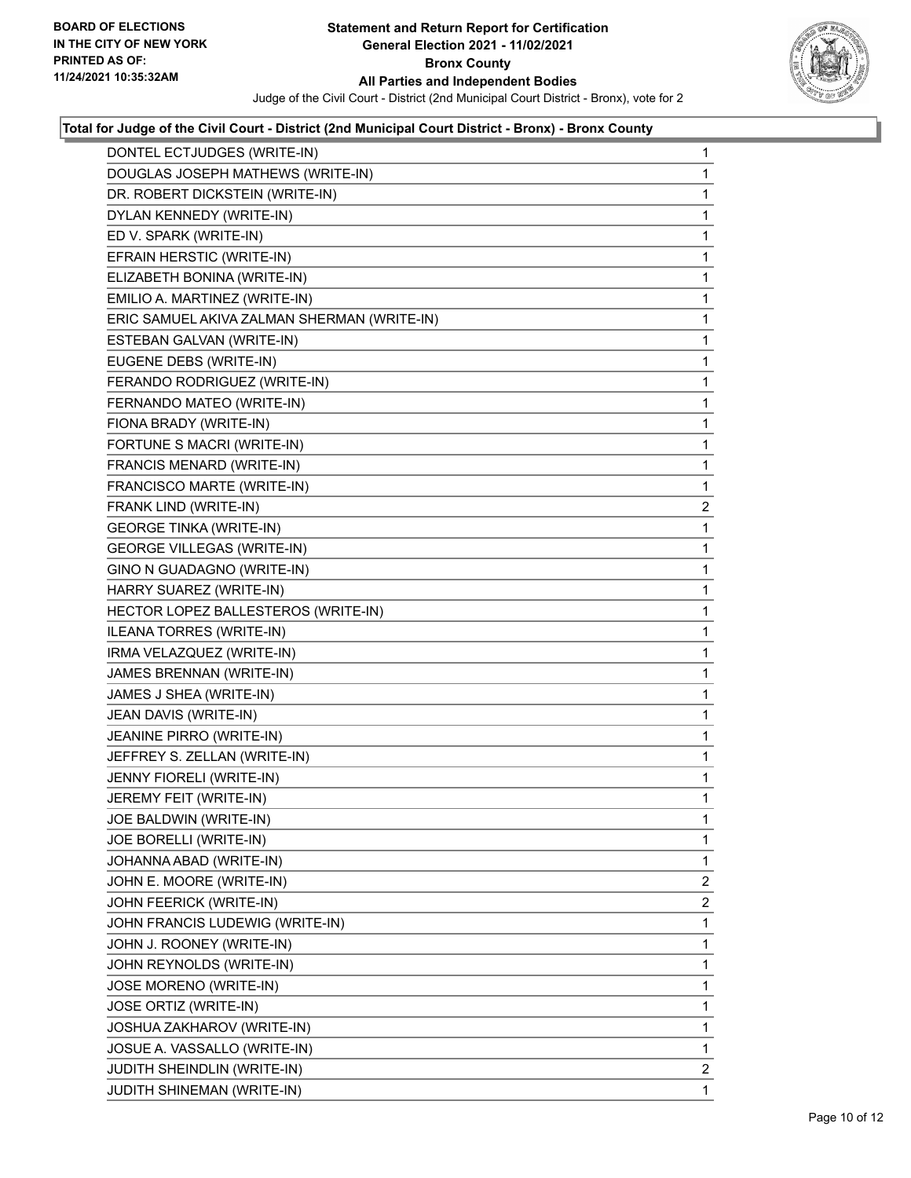**BOARD OF ELECTIONS IN THE CITY OF NEW YORK PRINTED AS OF: 11/24/2021 10:35:32AM**

**Statement and Return Report for Certification General Election 2021 - 11/02/2021 Bronx County All Parties and Independent Bodies**

Judge of the Civil Court - District (2nd Municipal Court District - Bronx), vote for 2

**Total for Judge of the Civil Court - District (2nd Municipal Court District - Bronx) - Bronx County**

| | |
|---|---|
| DONTEL ECTJUDGES (WRITE-IN) | 1 |
| DOUGLAS JOSEPH MATHEWS (WRITE-IN) | 1 |
| DR. ROBERT DICKSTEIN (WRITE-IN) | 1 |
| DYLAN KENNEDY (WRITE-IN) | 1 |
| ED V. SPARK (WRITE-IN) | 1 |
| EFRAIN HERSTIC (WRITE-IN) | 1 |
| ELIZABETH BONINA (WRITE-IN) | 1 |
| EMILIO A. MARTINEZ (WRITE-IN) | 1 |
| ERIC SAMUEL AKIVA ZALMAN SHERMAN (WRITE-IN) | 1 |
| ESTEBAN GALVAN (WRITE-IN) | 1 |
| EUGENE DEBS (WRITE-IN) | 1 |
| FERANDO RODRIGUEZ (WRITE-IN) | 1 |
| FERNANDO MATEO (WRITE-IN) | 1 |
| FIONA BRADY (WRITE-IN) | 1 |
| FORTUNE S MACRI (WRITE-IN) | 1 |
| FRANCIS MENARD (WRITE-IN) | 1 |
| FRANCISCO MARTE (WRITE-IN) | 1 |
| FRANK LIND (WRITE-IN) | 2 |
| GEORGE TINKA (WRITE-IN) | 1 |
| GEORGE VILLEGAS (WRITE-IN) | 1 |
| GINO N GUADAGNO (WRITE-IN) | 1 |
| HARRY SUAREZ (WRITE-IN) | 1 |
| HECTOR LOPEZ BALLESTEROS (WRITE-IN) | 1 |
| ILEANA TORRES (WRITE-IN) | 1 |
| IRMA VELAZQUEZ (WRITE-IN) | 1 |
| JAMES BRENNAN (WRITE-IN) | 1 |
| JAMES J SHEA (WRITE-IN) | 1 |
| JEAN DAVIS (WRITE-IN) | 1 |
| JEANINE PIRRO (WRITE-IN) | 1 |
| JEFFREY S. ZELLAN (WRITE-IN) | 1 |
| JENNY FIORELI (WRITE-IN) | 1 |
| JEREMY FEIT (WRITE-IN) | 1 |
| JOE BALDWIN (WRITE-IN) | 1 |
| JOE BORELLI (WRITE-IN) | 1 |
| JOHANNA ABAD (WRITE-IN) | 1 |
| JOHN E. MOORE (WRITE-IN) | 2 |
| JOHN FEERICK (WRITE-IN) | 2 |
| JOHN FRANCIS LUDEWIG (WRITE-IN) | 1 |
| JOHN J. ROONEY (WRITE-IN) | 1 |
| JOHN REYNOLDS (WRITE-IN) | 1 |
| JOSE MORENO (WRITE-IN) | 1 |
| JOSE ORTIZ (WRITE-IN) | 1 |
| JOSHUA ZAKHAROV (WRITE-IN) | 1 |
| JOSUE A. VASSALLO (WRITE-IN) | 1 |
| JUDITH SHEINDLIN (WRITE-IN) | 2 |
| JUDITH SHINEMAN (WRITE-IN) | 1 |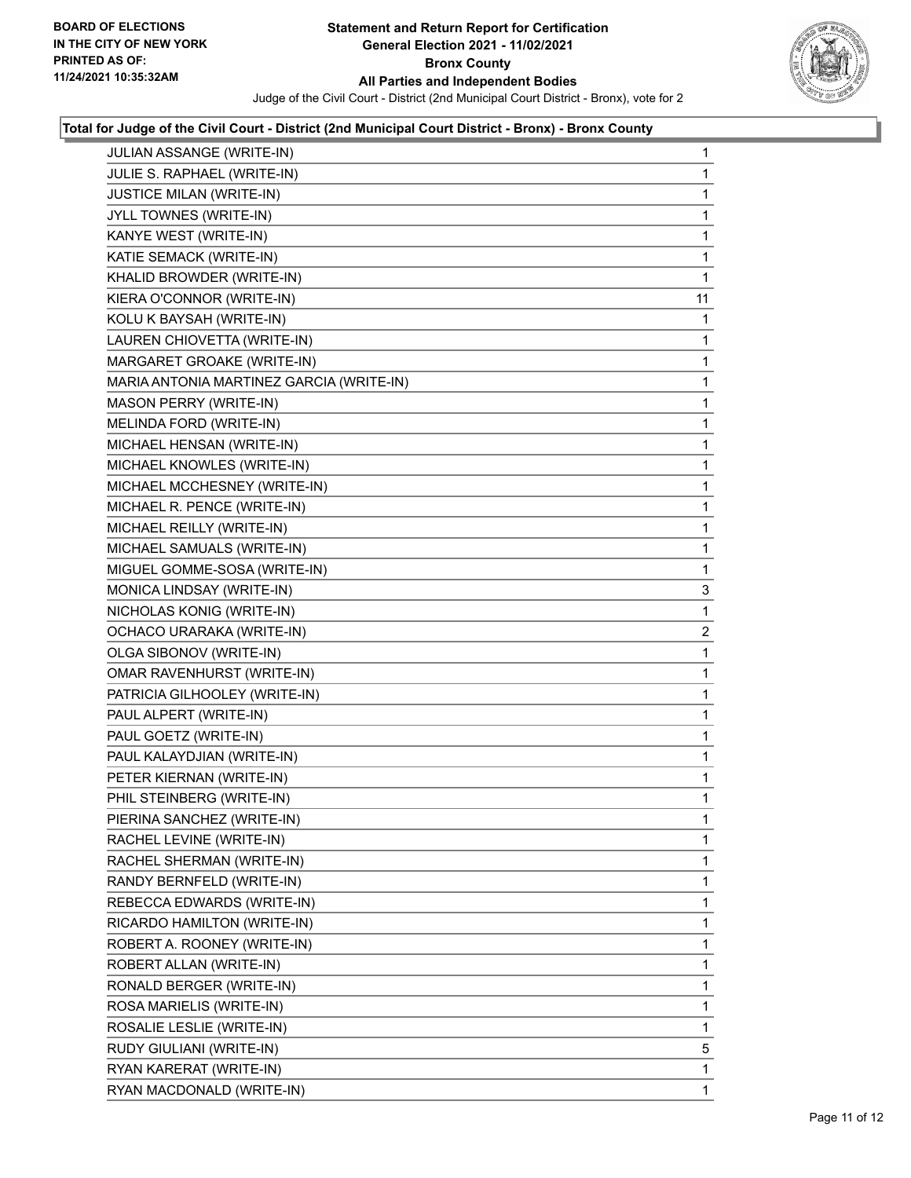**BOARD OF ELECTIONS IN THE CITY OF NEW YORK PRINTED AS OF: 11/24/2021 10:35:32AM**

# Statement and Return Report for Certification
## General Election 2021 - 11/02/2021
## Bronx County
## All Parties and Independent Bodies

Judge of the Civil Court - District (2nd Municipal Court District - Bronx), vote for 2

### Total for Judge of the Civil Court - District (2nd Municipal Court District - Bronx) - Bronx County

| Candidate | Votes |
|---|---|
| JULIAN ASSANGE (WRITE-IN) | 1 |
| JULIE S. RAPHAEL (WRITE-IN) | 1 |
| JUSTICE MILAN (WRITE-IN) | 1 |
| JYLL TOWNES (WRITE-IN) | 1 |
| KANYE WEST (WRITE-IN) | 1 |
| KATIE SEMACK (WRITE-IN) | 1 |
| KHALID BROWDER (WRITE-IN) | 1 |
| KIERA O'CONNOR (WRITE-IN) | 11 |
| KOLU K BAYSAH (WRITE-IN) | 1 |
| LAUREN CHIOVETTA (WRITE-IN) | 1 |
| MARGARET GROAKE (WRITE-IN) | 1 |
| MARIA ANTONIA MARTINEZ GARCIA (WRITE-IN) | 1 |
| MASON PERRY (WRITE-IN) | 1 |
| MELINDA FORD (WRITE-IN) | 1 |
| MICHAEL HENSAN (WRITE-IN) | 1 |
| MICHAEL KNOWLES (WRITE-IN) | 1 |
| MICHAEL MCCHESNEY (WRITE-IN) | 1 |
| MICHAEL R. PENCE (WRITE-IN) | 1 |
| MICHAEL REILLY (WRITE-IN) | 1 |
| MICHAEL SAMUALS (WRITE-IN) | 1 |
| MIGUEL GOMME-SOSA (WRITE-IN) | 1 |
| MONICA LINDSAY (WRITE-IN) | 3 |
| NICHOLAS KONIG (WRITE-IN) | 1 |
| OCHACO URARAKA (WRITE-IN) | 2 |
| OLGA SIBONOV (WRITE-IN) | 1 |
| OMAR RAVENHURST (WRITE-IN) | 1 |
| PATRICIA GILHOOLEY (WRITE-IN) | 1 |
| PAUL ALPERT (WRITE-IN) | 1 |
| PAUL GOETZ (WRITE-IN) | 1 |
| PAUL KALAYDJIAN (WRITE-IN) | 1 |
| PETER KIERNAN (WRITE-IN) | 1 |
| PHIL STEINBERG (WRITE-IN) | 1 |
| PIERINA SANCHEZ (WRITE-IN) | 1 |
| RACHEL LEVINE (WRITE-IN) | 1 |
| RACHEL SHERMAN (WRITE-IN) | 1 |
| RANDY BERNFELD (WRITE-IN) | 1 |
| REBECCA EDWARDS (WRITE-IN) | 1 |
| RICARDO HAMILTON (WRITE-IN) | 1 |
| ROBERT A. ROONEY (WRITE-IN) | 1 |
| ROBERT ALLAN (WRITE-IN) | 1 |
| RONALD BERGER (WRITE-IN) | 1 |
| ROSA MARIELIS (WRITE-IN) | 1 |
| ROSALIE LESLIE (WRITE-IN) | 1 |
| RUDY GIULIANI (WRITE-IN) | 5 |
| RYAN KARERAT (WRITE-IN) | 1 |
| RYAN MACDONALD (WRITE-IN) | 1 |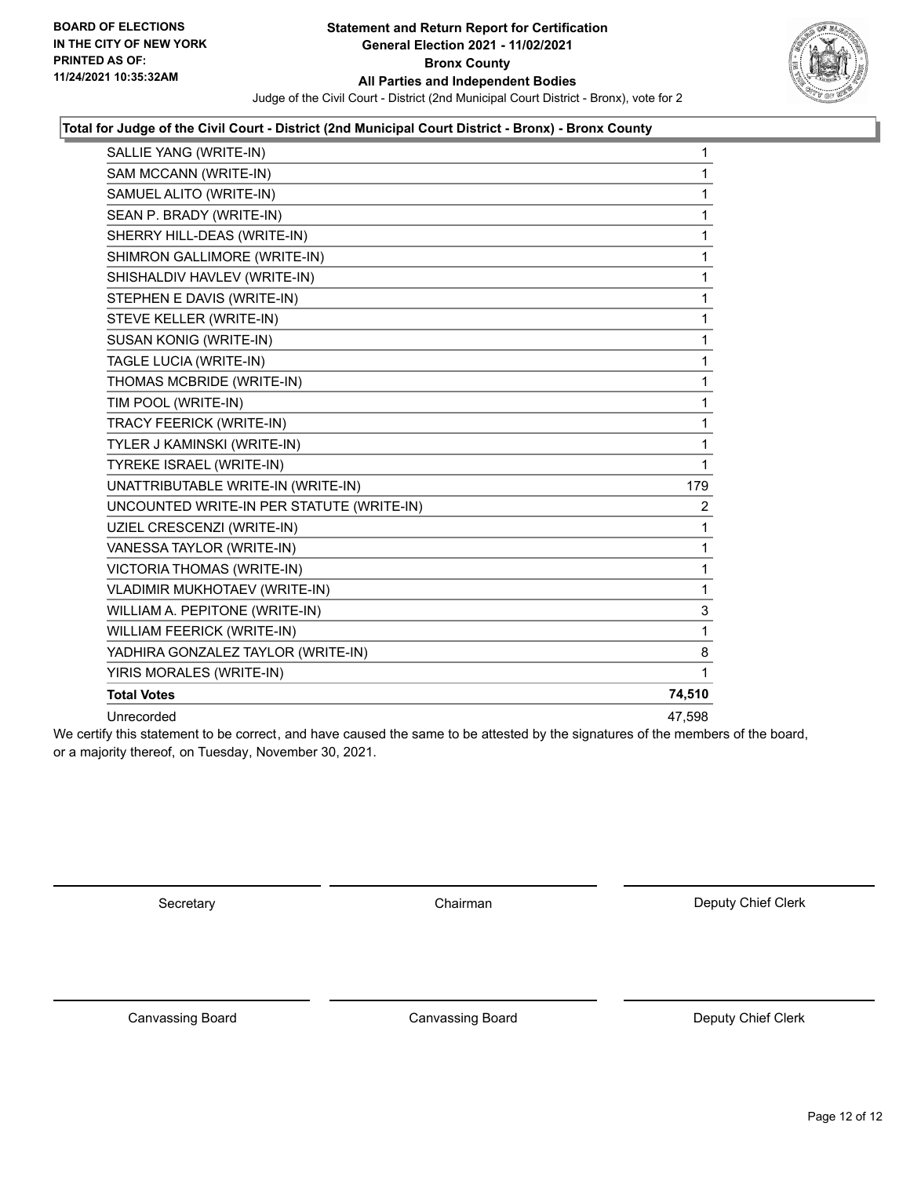**BOARD OF ELECTIONS IN THE CITY OF NEW YORK PRINTED AS OF: 11/24/2021 10:35:32AM**

**Statement and Return Report for Certification**
**General Election 2021 - 11/02/2021**
**Bronx County**
**All Parties and Independent Bodies**

Judge of the Civil Court - District (2nd Municipal Court District - Bronx), vote for 2

**Total for Judge of the Civil Court - District (2nd Municipal Court District - Bronx) - Bronx County**

| | |
|---|---|
| SALLIE YANG (WRITE-IN) | 1 |
| SAM MCCANN (WRITE-IN) | 1 |
| SAMUEL ALITO (WRITE-IN) | 1 |
| SEAN P. BRADY (WRITE-IN) | 1 |
| SHERRY HILL-DEAS (WRITE-IN) | 1 |
| SHIMRON GALLIMORE (WRITE-IN) | 1 |
| SHISHALDIV HAVLEV (WRITE-IN) | 1 |
| STEPHEN E DAVIS (WRITE-IN) | 1 |
| STEVE KELLER (WRITE-IN) | 1 |
| SUSAN KONIG (WRITE-IN) | 1 |
| TAGLE LUCIA (WRITE-IN) | 1 |
| THOMAS MCBRIDE (WRITE-IN) | 1 |
| TIM POOL (WRITE-IN) | 1 |
| TRACY FEERICK (WRITE-IN) | 1 |
| TYLER J KAMINSKI (WRITE-IN) | 1 |
| TYREKE ISRAEL (WRITE-IN) | 1 |
| UNATTRIBUTABLE WRITE-IN (WRITE-IN) | 179 |
| UNCOUNTED WRITE-IN PER STATUTE (WRITE-IN) | 2 |
| UZIEL CRESCENZI (WRITE-IN) | 1 |
| VANESSA TAYLOR (WRITE-IN) | 1 |
| VICTORIA THOMAS (WRITE-IN) | 1 |
| VLADIMIR MUKHOTAEV (WRITE-IN) | 1 |
| WILLIAM A. PEPITONE (WRITE-IN) | 3 |
| WILLIAM FEERICK (WRITE-IN) | 1 |
| YADHIRA GONZALEZ TAYLOR (WRITE-IN) | 8 |
| YIRIS MORALES (WRITE-IN) | 1 |
| **Total Votes** | **74,510** |
| Unrecorded | 47,598 |

We certify this statement to be correct, and have caused the same to be attested by the signatures of the members of the board, or a majority thereof, on Tuesday, November 30, 2021.

Secretary

Chairman

Deputy Chief Clerk

Canvassing Board

Canvassing Board

Deputy Chief Clerk